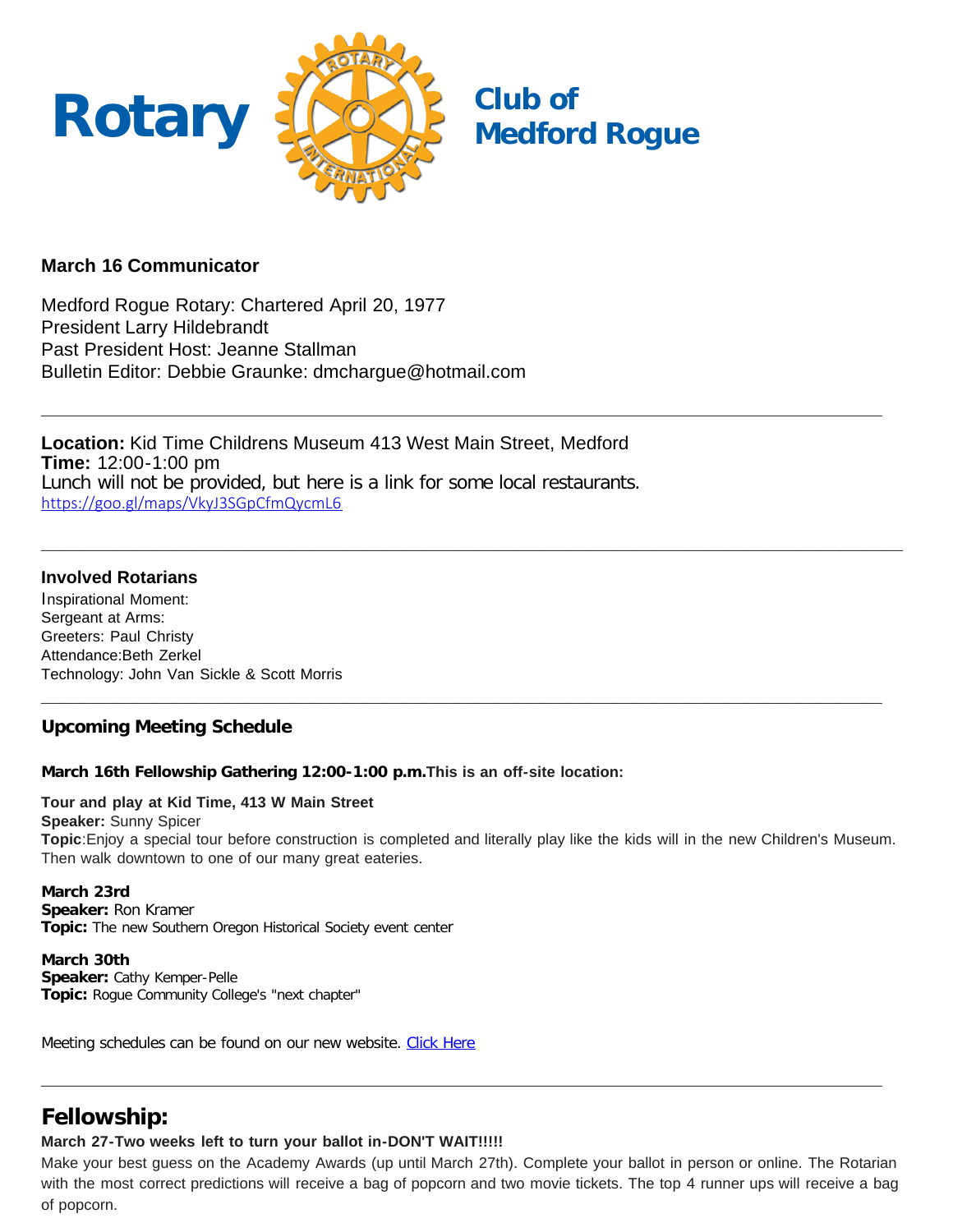# Rotary Club of Medford Rogue

### March 16 Communicator

Medford Rogue Rotary: Chartered April 20, 1977
President Larry Hildebrandt
Past President Host: Jeanne Stallman
Bulletin Editor: Debbie Graunke: dmchargue@hotmail.com

---

**Location:** Kid Time Childrens Museum 413 West Main Street, Medford
**Time:** 12:00-1:00 pm
Lunch will not be provided, but here is a link for some local restaurants.
https://goo.gl/maps/VkyJ3SGpCfmQycmL6

---

### Involved Rotarians

Inspirational Moment:
Sergeant at Arms:
Greeters: Paul Christy
Attendance:Beth Zerkel
Technology: John Van Sickle & Scott Morris

---

### Upcoming Meeting Schedule

**March 16th Fellowship Gathering 12:00-1:00 p.m. This is an off-site location:**

**Tour and play at Kid Time, 413 W Main Street**
**Speaker:** Sunny Spicer
**Topic**:Enjoy a special tour before construction is completed and literally play like the kids will in the new Children's Museum. Then walk downtown to one of our many great eateries.

**March 23rd**
**Speaker:** Ron Kramer
**Topic:** The new Southern Oregon Historical Society event center

**March 30th**
**Speaker:** Cathy Kemper-Pelle
**Topic:** Rogue Community College's "next chapter"

Meeting schedules can be found on our new website. Click Here

---

## Fellowship:

**March 27-Two weeks left to turn your ballot in-DON'T WAIT!!!!!**

Make your best guess on the Academy Awards (up until March 27th). Complete your ballot in person or online. The Rotarian with the most correct predictions will receive a bag of popcorn and two movie tickets. The top 4 runner ups will receive a bag of popcorn.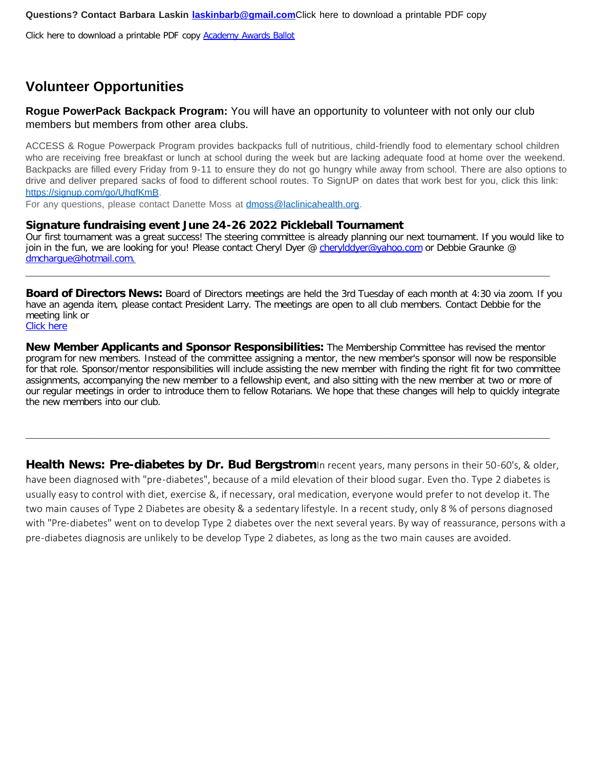**Questions? Contact Barbara Laskin [laskinbarb@gmail.com](mailto:laskinbarb@gmail.com)**Click here to download a printable PDF copy

Click here to download a printable PDF copy [Academy Awards Ballot]()

## Volunteer Opportunities

**Rogue PowerPack Backpack Program:** You will have an opportunity to volunteer with not only our club members but members from other area clubs.

ACCESS & Rogue Powerpack Program provides backpacks full of nutritious, child-friendly food to elementary school children who are receiving free breakfast or lunch at school during the week but are lacking adequate food at home over the weekend. Backpacks are filled every Friday from 9-11 to ensure they do not go hungry while away from school. There are also options to drive and deliver prepared sacks of food to different school routes. To SignUP on dates that work best for you, click this link: [https://signup.com/go/UhqfKmB](https://signup.com/go/UhqfKmB).
For any questions, please contact Danette Moss at [dmoss@laclinicahealth.org](mailto:dmoss@laclinicahealth.org).

**Signature fundraising event June 24-26 2022 Pickleball Tournament**
Our first tournament was a great success! The steering committee is already planning our next tournament. If you would like to join in the fun, we are looking for you! Please contact Cheryl Dyer @ [cherylddyer@yahoo.com](mailto:cherylddyer@yahoo.com) or Debbie Graunke @ [dmchargue@hotmail.com.](mailto:dmchargue@hotmail.com)

---

**Board of Directors News:** Board of Directors meetings are held the 3rd Tuesday of each month at 4:30 via zoom. If you have an agenda item, please contact President Larry. The meetings are open to all club members. Contact Debbie for the meeting link or
[Click here]()

**New Member Applicants and Sponsor Responsibilities:** The Membership Committee has revised the mentor program for new members. Instead of the committee assigning a mentor, the new member's sponsor will now be responsible for that role. Sponsor/mentor responsibilities will include assisting the new member with finding the right fit for two committee assignments, accompanying the new member to a fellowship event, and also sitting with the new member at two or more of our regular meetings in order to introduce them to fellow Rotarians. We hope that these changes will help to quickly integrate the new members into our club.

---

**Health News: Pre-diabetes by Dr. Bud Bergstrom**In recent years, many persons in their 50-60's, & older, have been diagnosed with "pre-diabetes", because of a mild elevation of their blood sugar. Even tho. Type 2 diabetes is usually easy to control with diet, exercise &, if necessary, oral medication, everyone would prefer to not develop it. The two main causes of Type 2 Diabetes are obesity & a sedentary lifestyle. In a recent study, only 8 % of persons diagnosed with "Pre-diabetes" went on to develop Type 2 diabetes over the next several years. By way of reassurance, persons with a pre-diabetes diagnosis are unlikely to be develop Type 2 diabetes, as long as the two main causes are avoided.